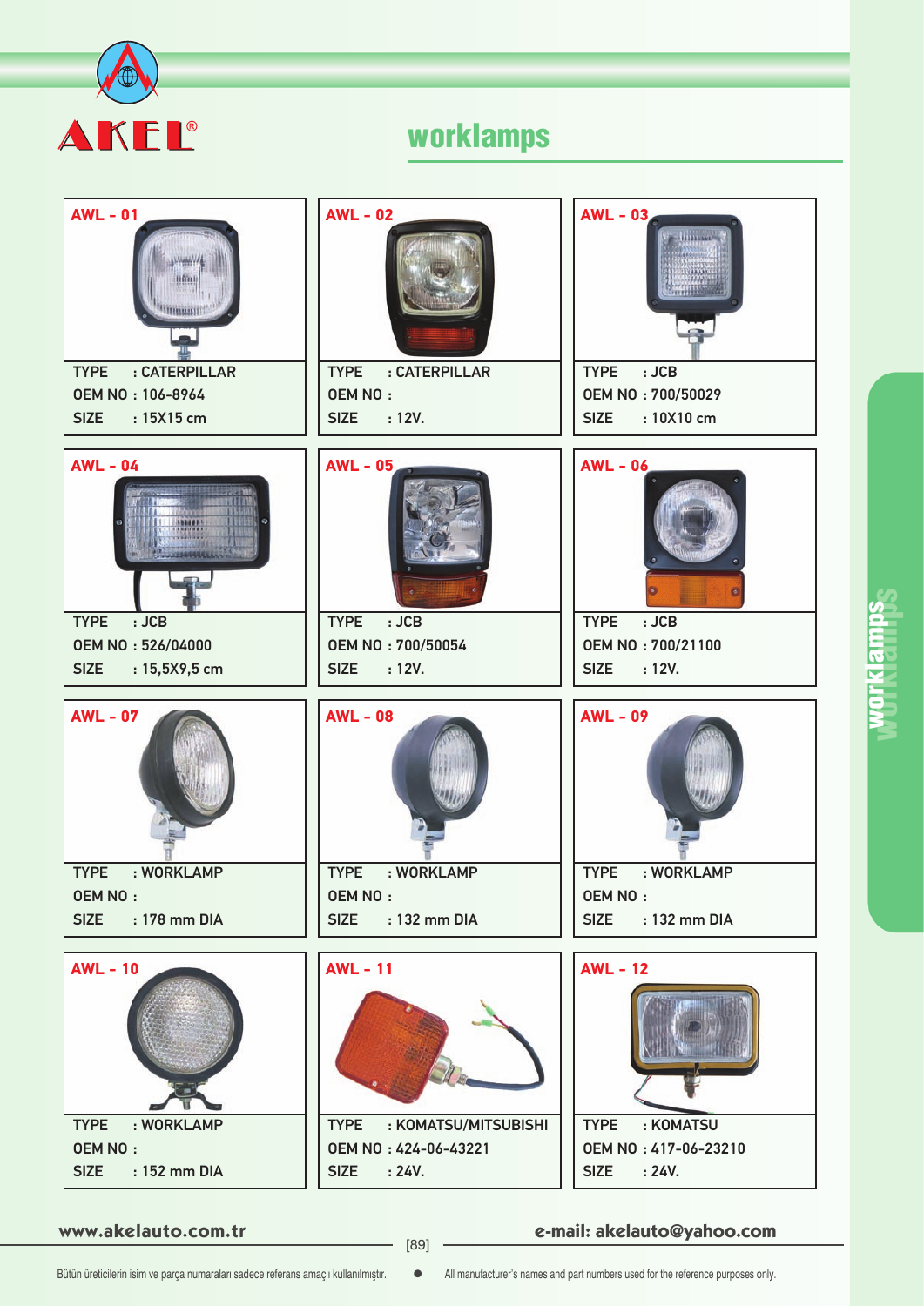# AKEL®

## worklamps

### AWL - 01

TYPE : CATERPILLAR
OEM NO : 106-8964
SIZE : 15X15 cm

### AWL - 02

TYPE : CATERPILLAR
OEM NO :
SIZE : 12V.

### AWL - 03

TYPE : JCB
OEM NO : 700/50029
SIZE : 10X10 cm

### AWL - 04

TYPE : JCB
OEM NO : 526/04000
SIZE : 15,5X9,5 cm

### AWL - 05

TYPE : JCB
OEM NO : 700/50054
SIZE : 12V.

### AWL - 06

TYPE : JCB
OEM NO : 700/21100
SIZE : 12V.

### AWL - 07

TYPE : WORKLAMP
OEM NO :
SIZE : 178 mm DIA

### AWL - 08

TYPE : WORKLAMP
OEM NO :
SIZE : 132 mm DIA

### AWL - 09

TYPE : WORKLAMP
OEM NO :
SIZE : 132 mm DIA

### AWL - 10

TYPE : WORKLAMP
OEM NO :
SIZE : 152 mm DIA

### AWL - 11

TYPE : KOMATSU/MITSUBISHI
OEM NO : 424-06-43221
SIZE : 24V.

### AWL - 12

TYPE : KOMATSU
OEM NO : 417-06-23210
SIZE : 24V.

www.akelauto.com.tr — e-mail: akelauto@yahoo.com

Bütün üreticilerin isim ve parça numaraları sadece referans amaçlı kullanılmıştır. ● All manufacturer's names and part numbers used for the reference purposes only.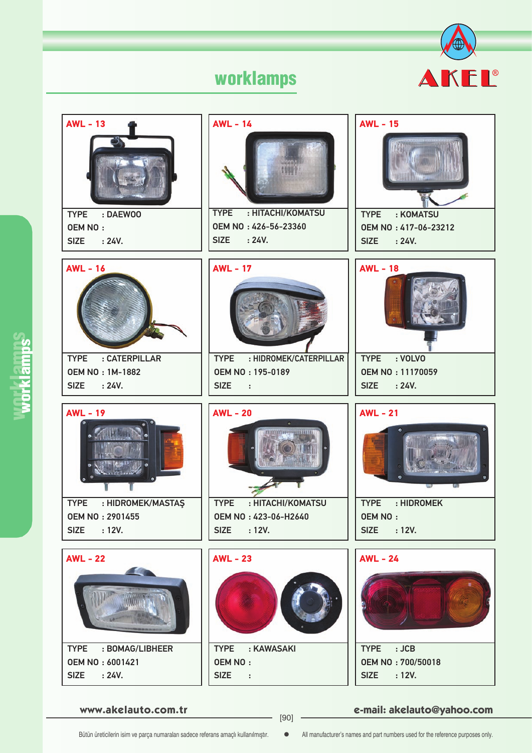# worklamps

AKEL®

| | | |
|---|---|---|
| **AWL - 13** | **AWL - 14** | **AWL - 15** |
| TYPE : DAEWOO | TYPE : HITACHI/KOMATSU | TYPE : KOMATSU |
| OEM NO : | OEM NO : 426-56-23360 | OEM NO : 417-06-23212 |
| SIZE : 24V. | SIZE : 24V. | SIZE : 24V. |
| **AWL - 16** | **AWL - 17** | **AWL - 18** |
| TYPE : CATERPILLAR | TYPE : HIDROMEK/CATERPILLAR | TYPE : VOLVO |
| OEM NO : 1M-1882 | OEM NO : 195-0189 | OEM NO : 11170059 |
| SIZE : 24V. | SIZE : | SIZE : 24V. |
| **AWL - 19** | **AWL - 20** | **AWL - 21** |
| TYPE : HIDROMEK/MASTAŞ | TYPE : HITACHI/KOMATSU | TYPE : HIDROMEK |
| OEM NO : 2901455 | OEM NO : 423-06-H2640 | OEM NO : |
| SIZE : 12V. | SIZE : 12V. | SIZE : 12V. |
| **AWL - 22** | **AWL - 23** | **AWL - 24** |
| TYPE : BOMAG/LIBHEER | TYPE : KAWASAKI | TYPE : JCB |
| OEM NO : 6001421 | OEM NO : | OEM NO : 700/50018 |
| SIZE : 24V. | SIZE : | SIZE : 12V. |

www.akelauto.com.tr — e-mail: akelauto@yahoo.com

Bütün üreticilerin isim ve parça numaraları sadece referans amaçlı kullanılmıştır. ● All manufacturer's names and part numbers used for the reference purposes only.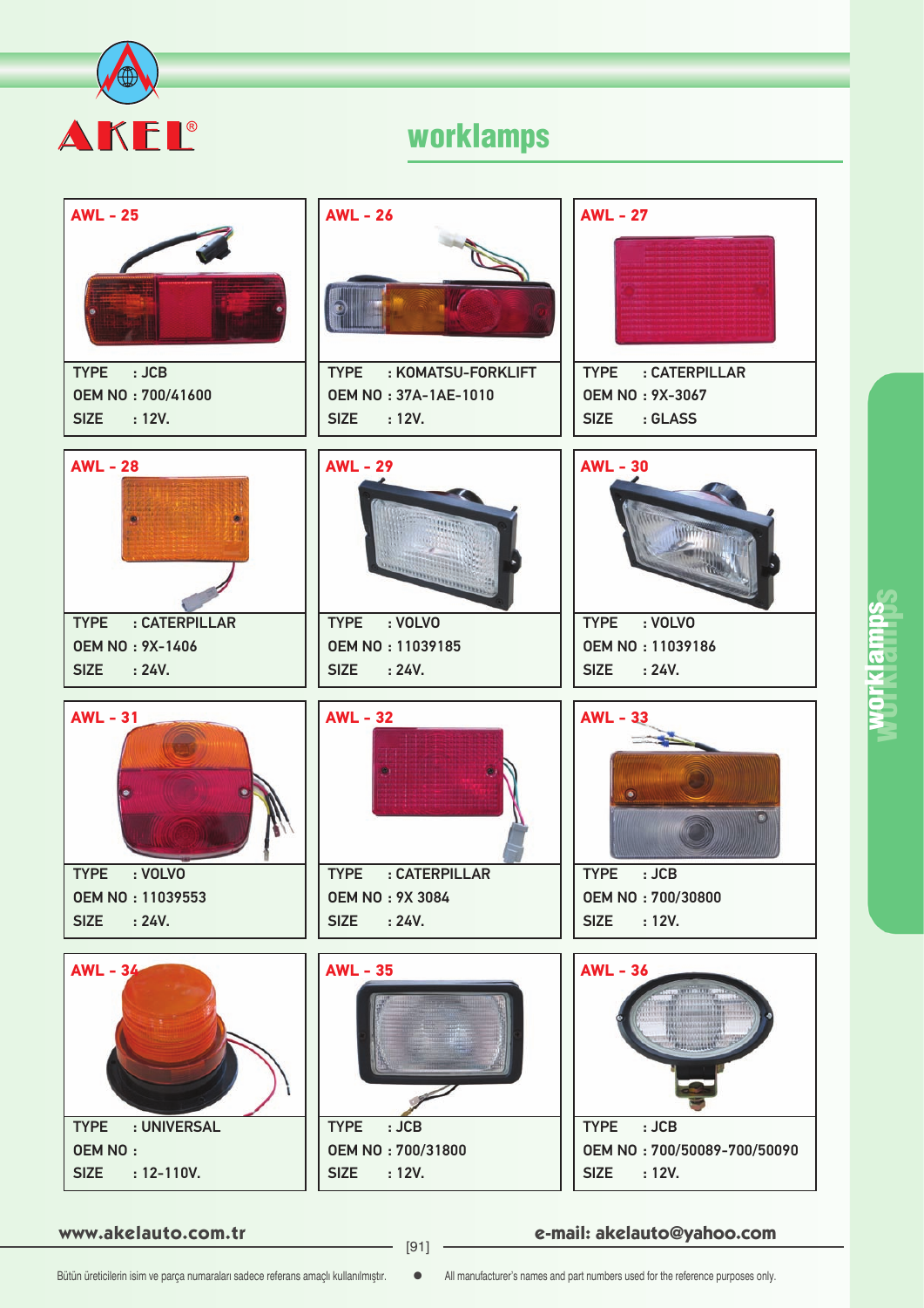# AKEL®

## worklamps

### AWL - 25
TYPE : JCB
OEM NO : 700/41600
SIZE : 12V.

### AWL - 26
TYPE : KOMATSU-FORKLIFT
OEM NO : 37A-1AE-1010
SIZE : 12V.

### AWL - 27
TYPE : CATERPILLAR
OEM NO : 9X-3067
SIZE : GLASS

### AWL - 28
TYPE : CATERPILLAR
OEM NO : 9X-1406
SIZE : 24V.

### AWL - 29
TYPE : VOLVO
OEM NO : 11039185
SIZE : 24V.

### AWL - 30
TYPE : VOLVO
OEM NO : 11039186
SIZE : 24V.

### AWL - 31
TYPE : VOLVO
OEM NO : 11039553
SIZE : 24V.

### AWL - 32
TYPE : CATERPILLAR
OEM NO : 9X 3084
SIZE : 24V.

### AWL - 33
TYPE : JCB
OEM NO : 700/30800
SIZE : 12V.

### AWL - 34
TYPE : UNIVERSAL
OEM NO :
SIZE : 12-110V.

### AWL - 35
TYPE : JCB
OEM NO : 700/31800
SIZE : 12V.

### AWL - 36
TYPE : JCB
OEM NO : 700/50089-700/50090
SIZE : 12V.

www.akelauto.com.tr

e-mail: akelauto@yahoo.com

Bütün üreticilerin isim ve parça numaraları sadece referans amaçlı kullanılmıştır. ● All manufacturer's names and part numbers used for the reference purposes only.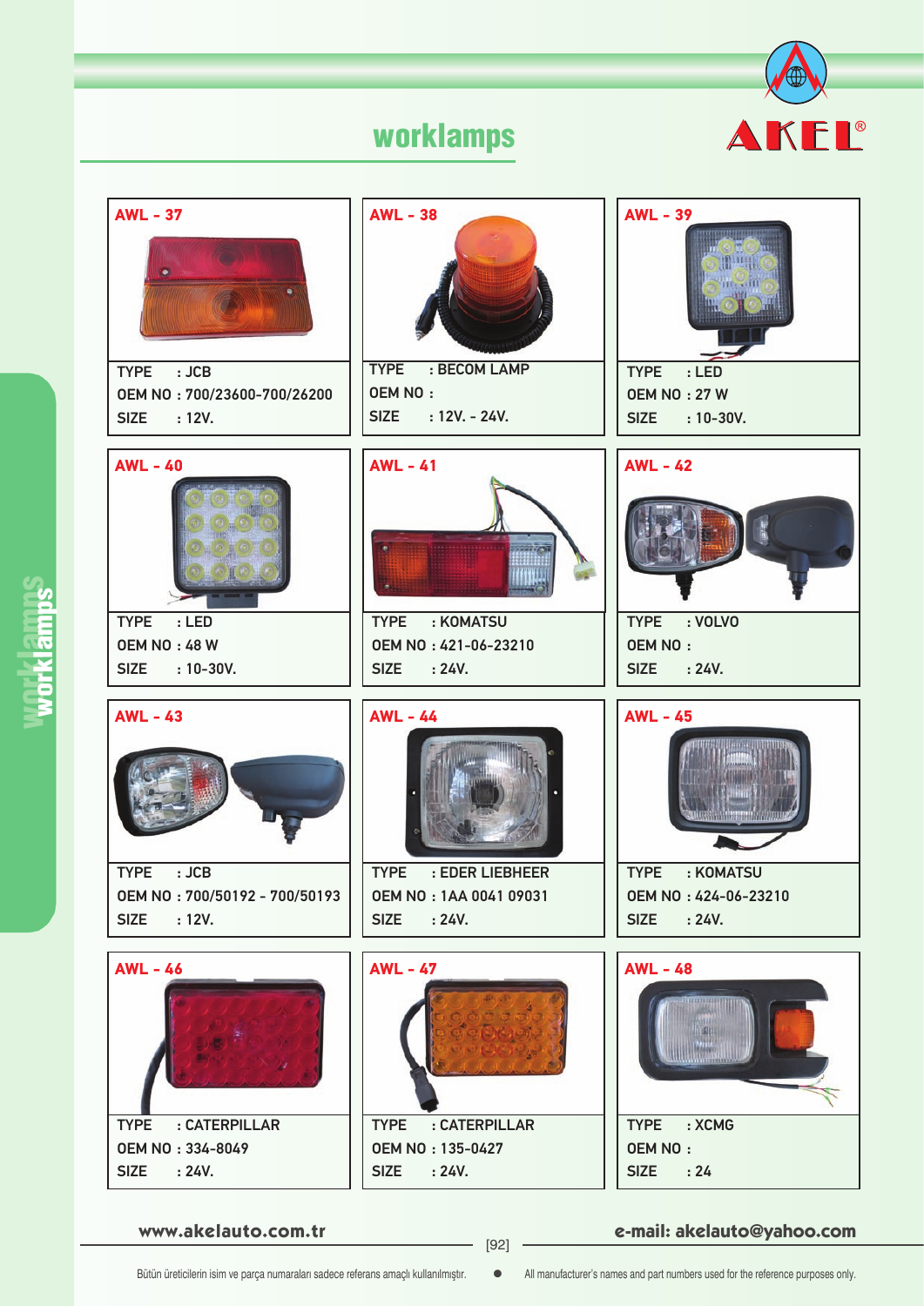# worklamps

AKEL®

## AWL - 37

TYPE : JCB
OEM NO : 700/23600-700/26200
SIZE : 12V.

## AWL - 38

TYPE : BECOM LAMP
OEM NO :
SIZE : 12V. - 24V.

## AWL - 39

TYPE : LED
OEM NO : 27 W
SIZE : 10-30V.

## AWL - 40

TYPE : LED
OEM NO : 48 W
SIZE : 10-30V.

## AWL - 41

TYPE : KOMATSU
OEM NO : 421-06-23210
SIZE : 24V.

## AWL - 42

TYPE : VOLVO
OEM NO :
SIZE : 24V.

## AWL - 43

TYPE : JCB
OEM NO : 700/50192 - 700/50193
SIZE : 12V.

## AWL - 44

TYPE : EDER LIEBHEER
OEM NO : 1AA 0041 09031
SIZE : 24V.

## AWL - 45

TYPE : KOMATSU
OEM NO : 424-06-23210
SIZE : 24V.

## AWL - 46

TYPE : CATERPILLAR
OEM NO : 334-8049
SIZE : 24V.

## AWL - 47

TYPE : CATERPILLAR
OEM NO : 135-0427
SIZE : 24V.

## AWL - 48

TYPE : XCMG
OEM NO :
SIZE : 24

www.akelauto.com.tr

e-mail: akelauto@yahoo.com

Bütün üreticilerin isim ve parça numaraları sadece referans amaçlı kullanılmıştır. • All manufacturer's names and part numbers used for the reference purposes only.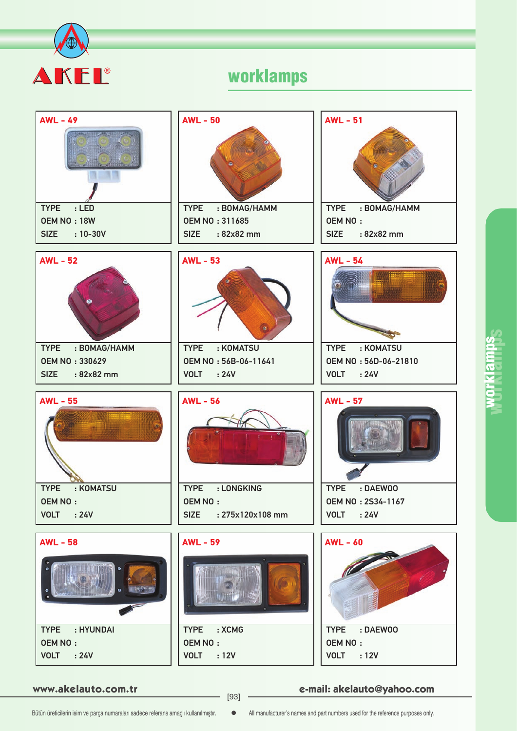AKEL®

# worklamps

## AWL - 49

TYPE : LED
OEM NO : 18W
SIZE : 10-30V

## AWL - 50

TYPE : BOMAG/HAMM
OEM NO : 311685
SIZE : 82x82 mm

## AWL - 51

TYPE : BOMAG/HAMM
OEM NO :
SIZE : 82x82 mm

## AWL - 52

TYPE : BOMAG/HAMM
OEM NO : 330629
SIZE : 82x82 mm

## AWL - 53

TYPE : KOMATSU
OEM NO : 56B-06-11641
VOLT : 24V

## AWL - 54

TYPE : KOMATSU
OEM NO : 56D-06-21810
VOLT : 24V

## AWL - 55

TYPE : KOMATSU
OEM NO :
VOLT : 24V

## AWL - 56

TYPE : LONGKING
OEM NO :
SIZE : 275x120x108 mm

## AWL - 57

TYPE : DAEWOO
OEM NO : 2S34-1167
VOLT : 24V

## AWL - 58

TYPE : HYUNDAI
OEM NO :
VOLT : 24V

## AWL - 59

TYPE : XCMG
OEM NO :
VOLT : 12V

## AWL - 60

TYPE : DAEWOO
OEM NO :
VOLT : 12V

www.akelauto.com.tr e-mail: akelauto@yahoo.com

Bütün üreticilerin isim ve parça numaraları sadece referans amaçlı kullanılmıştır. All manufacturer's names and part numbers used for the reference purposes only.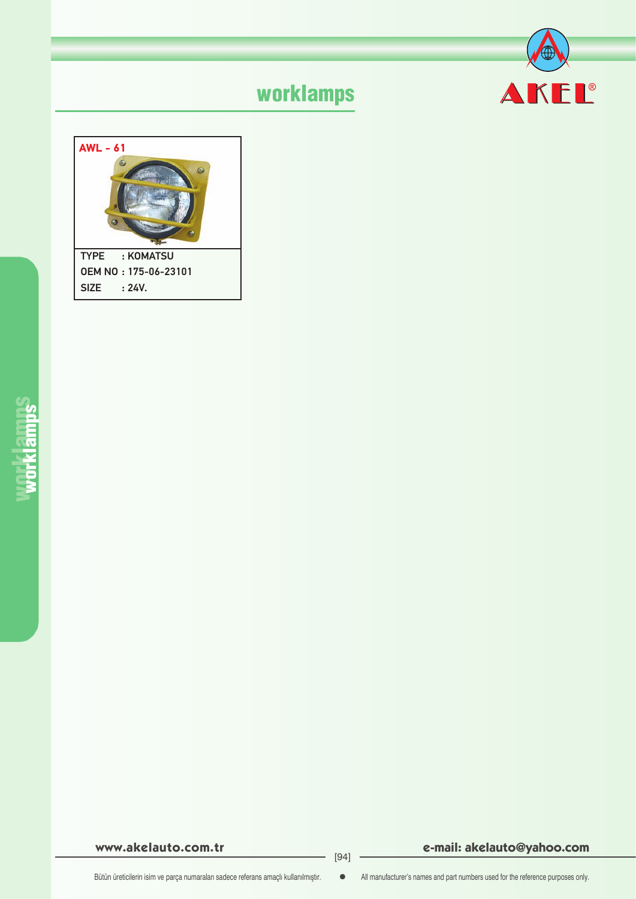# worklamps

**AWL - 61**

TYPE : KOMATSU
OEM NO : 175-06-23101
SIZE : 24V.

www.akelauto.com.tr

e-mail: akelauto@yahoo.com

Bütün üreticilerin isim ve parça numaraları sadece referans amaçlı kullanılmıştır. ● All manufacturer's names and part numbers used for the reference purposes only.